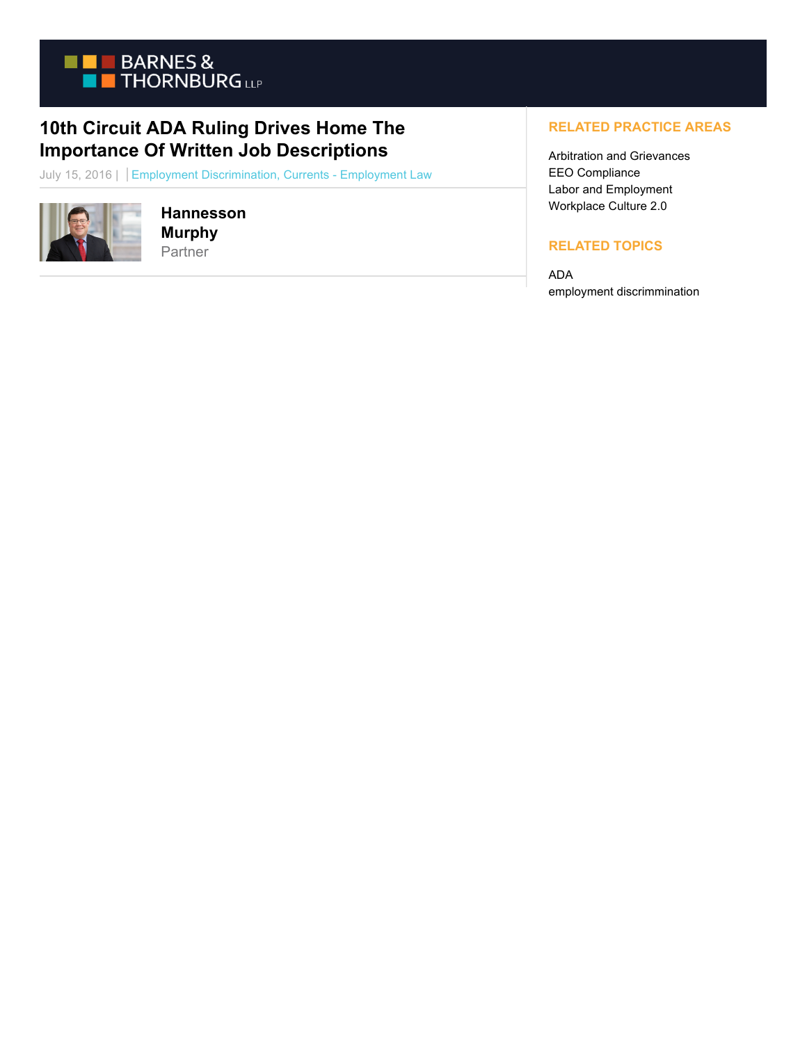# 10th Circuit ADA Ruling Drives Home The Importance Of Written Job Descriptions

July 15, 2016 | | Employment Discrimination, Currents - Employment Law

**Hannesson Murphy**
Partner

## RELATED PRACTICE AREAS

Arbitration and Grievances
EEO Compliance
Labor and Employment
Workplace Culture 2.0

## RELATED TOPICS

ADA
employment discrimmination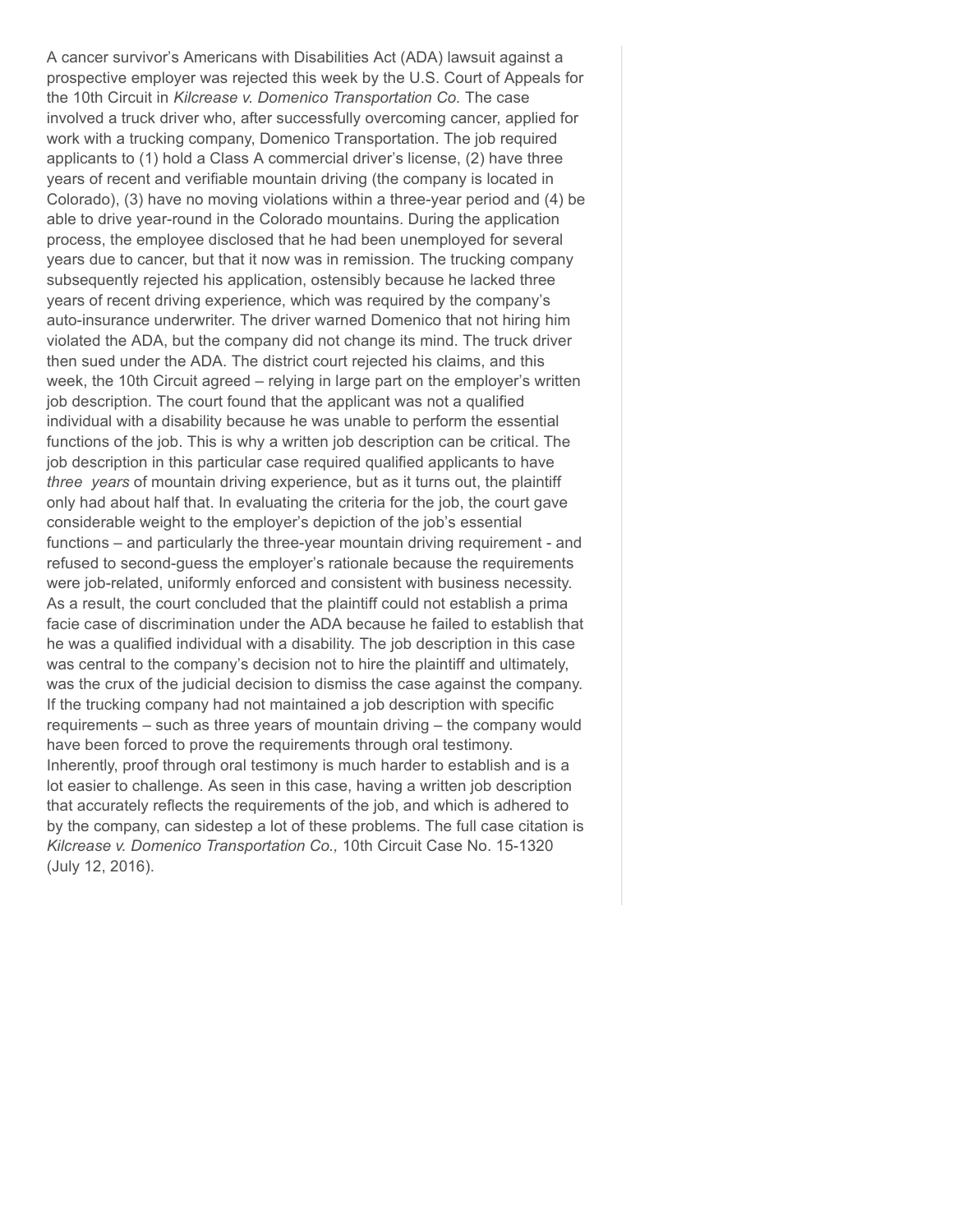A cancer survivor's Americans with Disabilities Act (ADA) lawsuit against a prospective employer was rejected this week by the U.S. Court of Appeals for the 10th Circuit in *Kilcrease v. Domenico Transportation Co.* The case involved a truck driver who, after successfully overcoming cancer, applied for work with a trucking company, Domenico Transportation. The job required applicants to (1) hold a Class A commercial driver's license, (2) have three years of recent and verifiable mountain driving (the company is located in Colorado), (3) have no moving violations within a three-year period and (4) be able to drive year-round in the Colorado mountains. During the application process, the employee disclosed that he had been unemployed for several years due to cancer, but that it now was in remission. The trucking company subsequently rejected his application, ostensibly because he lacked three years of recent driving experience, which was required by the company's auto-insurance underwriter. The driver warned Domenico that not hiring him violated the ADA, but the company did not change its mind. The truck driver then sued under the ADA. The district court rejected his claims, and this week, the 10th Circuit agreed – relying in large part on the employer's written job description. The court found that the applicant was not a qualified individual with a disability because he was unable to perform the essential functions of the job. This is why a written job description can be critical. The job description in this particular case required qualified applicants to have *three years* of mountain driving experience, but as it turns out, the plaintiff only had about half that. In evaluating the criteria for the job, the court gave considerable weight to the employer's depiction of the job's essential functions – and particularly the three-year mountain driving requirement - and refused to second-guess the employer's rationale because the requirements were job-related, uniformly enforced and consistent with business necessity. As a result, the court concluded that the plaintiff could not establish a prima facie case of discrimination under the ADA because he failed to establish that he was a qualified individual with a disability. The job description in this case was central to the company's decision not to hire the plaintiff and ultimately, was the crux of the judicial decision to dismiss the case against the company. If the trucking company had not maintained a job description with specific requirements – such as three years of mountain driving – the company would have been forced to prove the requirements through oral testimony. Inherently, proof through oral testimony is much harder to establish and is a lot easier to challenge. As seen in this case, having a written job description that accurately reflects the requirements of the job, and which is adhered to by the company, can sidestep a lot of these problems. The full case citation is *Kilcrease v. Domenico Transportation Co.,* 10th Circuit Case No. 15-1320 (July 12, 2016).